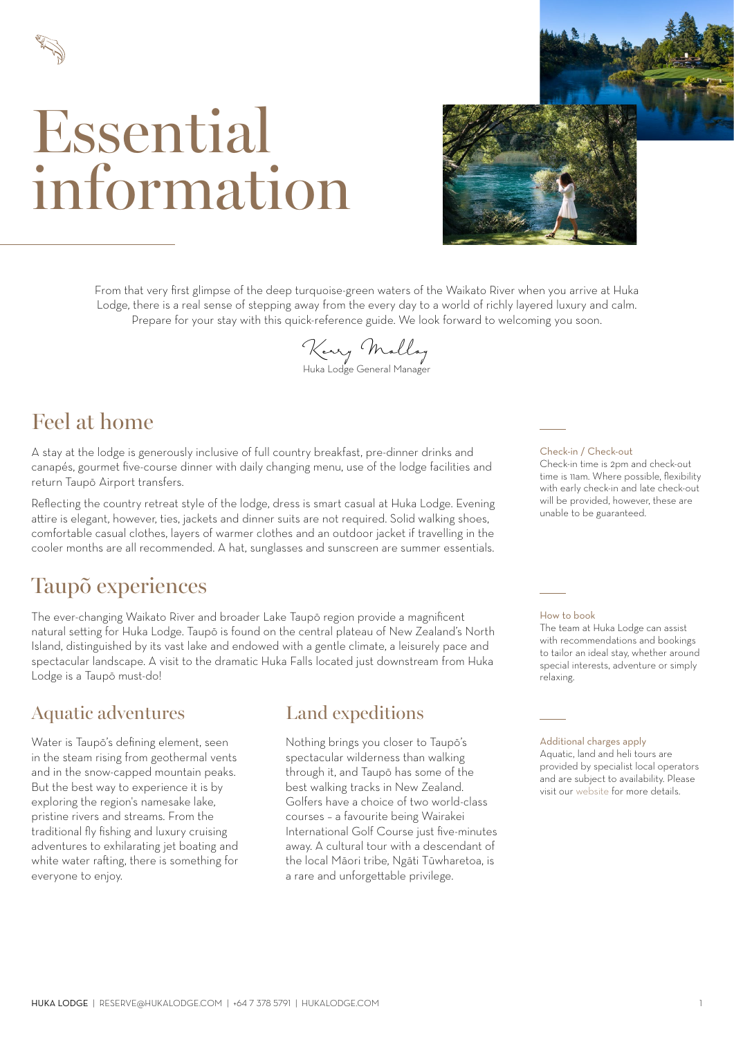# Essential information

From that very first glimpse of the deep turquoise-green waters of the Waikato River when you arrive at Huka Lodge, there is a real sense of stepping away from the every day to a world of richly layered luxury and calm. Prepare for your stay with this quick-reference guide. We look forward to welcoming you soon.

Kerry Molloy
Huka Lodge General Manager

## Feel at home

A stay at the lodge is generously inclusive of full country breakfast, pre-dinner drinks and canapés, gourmet five-course dinner with daily changing menu, use of the lodge facilities and return Taupō Airport transfers.

Reflecting the country retreat style of the lodge, dress is smart casual at Huka Lodge. Evening attire is elegant, however, ties, jackets and dinner suits are not required. Solid walking shoes, comfortable casual clothes, layers of warmer clothes and an outdoor jacket if travelling in the cooler months are all recommended. A hat, sunglasses and sunscreen are summer essentials.

**Check-in / Check-out**
Check-in time is 2pm and check-out time is 11am. Where possible, flexibility with early check-in and late check-out will be provided, however, these are unable to be guaranteed.

## Taupõ experiences

The ever-changing Waikato River and broader Lake Taupō region provide a magnificent natural setting for Huka Lodge. Taupō is found on the central plateau of New Zealand's North Island, distinguished by its vast lake and endowed with a gentle climate, a leisurely pace and spectacular landscape. A visit to the dramatic Huka Falls located just downstream from Huka Lodge is a Taupō must-do!

**How to book**
The team at Huka Lodge can assist with recommendations and bookings to tailor an ideal stay, whether around special interests, adventure or simply relaxing.

### Aquatic adventures

Water is Taupō's defining element, seen in the steam rising from geothermal vents and in the snow-capped mountain peaks. But the best way to experience it is by exploring the region's namesake lake, pristine rivers and streams. From the traditional fly fishing and luxury cruising adventures to exhilarating jet boating and white water rafting, there is something for everyone to enjoy.

### Land expeditions

Nothing brings you closer to Taupō's spectacular wilderness than walking through it, and Taupō has some of the best walking tracks in New Zealand. Golfers have a choice of two world-class courses – a favourite being Wairakei International Golf Course just five-minutes away. A cultural tour with a descendant of the local Māori tribe, Ngāti Tūwharetoa, is a rare and unforgettable privilege.

**Additional charges apply**
Aquatic, land and heli tours are provided by specialist local operators and are subject to availability. Please visit our website for more details.

HUKA LODGE | RESERVE@HUKALODGE.COM | +64 7 378 5791 | HUKALODGE.COM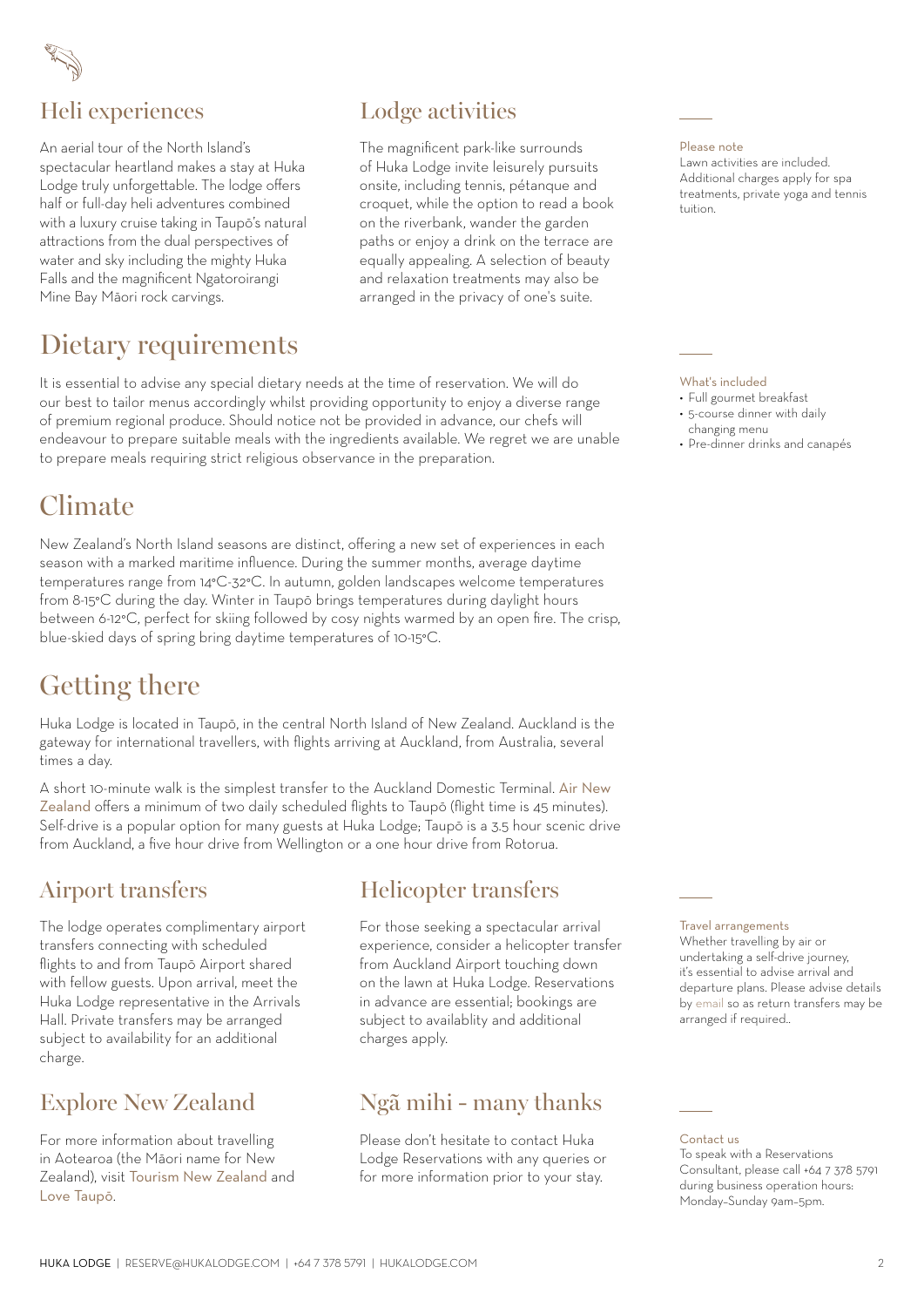## Heli experiences

An aerial tour of the North Island's spectacular heartland makes a stay at Huka Lodge truly unforgettable. The lodge offers half or full-day heli adventures combined with a luxury cruise taking in Taupō's natural attractions from the dual perspectives of water and sky including the mighty Huka Falls and the magnificent Ngatoroirangi Mine Bay Māori rock carvings.

## Lodge activities

The magnificent park-like surrounds of Huka Lodge invite leisurely pursuits onsite, including tennis, pétanque and croquet, while the option to read a book on the riverbank, wander the garden paths or enjoy a drink on the terrace are equally appealing. A selection of beauty and relaxation treatments may also be arranged in the privacy of one's suite.

Please note

Lawn activities are included. Additional charges apply for spa treatments, private yoga and tennis tuition.

# Dietary requirements

It is essential to advise any special dietary needs at the time of reservation. We will do our best to tailor menus accordingly whilst providing opportunity to enjoy a diverse range of premium regional produce. Should notice not be provided in advance, our chefs will endeavour to prepare suitable meals with the ingredients available. We regret we are unable to prepare meals requiring strict religious observance in the preparation.

What's included

- Full gourmet breakfast
- 5-course dinner with daily changing menu
- Pre-dinner drinks and canapés

# Climate

New Zealand's North Island seasons are distinct, offering a new set of experiences in each season with a marked maritime influence. During the summer months, average daytime temperatures range from 14°C-32°C. In autumn, golden landscapes welcome temperatures from 8-15°C during the day. Winter in Taupō brings temperatures during daylight hours between 6-12°C, perfect for skiing followed by cosy nights warmed by an open fire. The crisp, blue-skied days of spring bring daytime temperatures of 10-15°C.

# Getting there

Huka Lodge is located in Taupō, in the central North Island of New Zealand. Auckland is the gateway for international travellers, with flights arriving at Auckland, from Australia, several times a day.

A short 10-minute walk is the simplest transfer to the Auckland Domestic Terminal. Air New Zealand offers a minimum of two daily scheduled flights to Taupō (flight time is 45 minutes). Self-drive is a popular option for many guests at Huka Lodge; Taupō is a 3.5 hour scenic drive from Auckland, a five hour drive from Wellington or a one hour drive from Rotorua.

## Airport transfers

The lodge operates complimentary airport transfers connecting with scheduled flights to and from Taupō Airport shared with fellow guests. Upon arrival, meet the Huka Lodge representative in the Arrivals Hall. Private transfers may be arranged subject to availability for an additional charge.

## Helicopter transfers

For those seeking a spectacular arrival experience, consider a helicopter transfer from Auckland Airport touching down on the lawn at Huka Lodge. Reservations in advance are essential; bookings are subject to availablity and additional charges apply.

Travel arrangements

Whether travelling by air or undertaking a self-drive journey, it's essential to advise arrival and departure plans. Please advise details by email so as return transfers may be arranged if required..

## Explore New Zealand

For more information about travelling in Aotearoa (the Māori name for New Zealand), visit Tourism New Zealand and Love Taupō.

## Ngã mihi - many thanks

Please don't hesitate to contact Huka Lodge Reservations with any queries or for more information prior to your stay.

Contact us

To speak with a Reservations Consultant, please call +64 7 378 5791 during business operation hours: Monday–Sunday 9am–5pm.